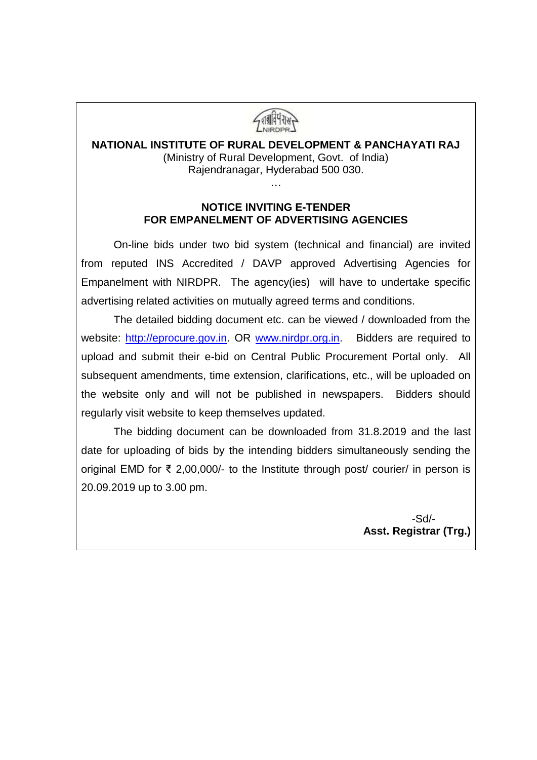# NATIONAL INSTITUTE OF RURAL DEVELOPMENT & PANCHAYATI RAJ

(Ministry of Rural Development, Govt. of India)
Rajendranagar, Hyderabad 500 030.

…

## NOTICE INVITING E-TENDER FOR EMPANELMENT OF ADVERTISING AGENCIES

On-line bids under two bid system (technical and financial) are invited from reputed INS Accredited / DAVP approved Advertising Agencies for Empanelment with NIRDPR. The agency(ies) will have to undertake specific advertising related activities on mutually agreed terms and conditions.

The detailed bidding document etc. can be viewed / downloaded from the website: http://eprocure.gov.in. OR www.nirdpr.org.in. Bidders are required to upload and submit their e-bid on Central Public Procurement Portal only. All subsequent amendments, time extension, clarifications, etc., will be uploaded on the website only and will not be published in newspapers. Bidders should regularly visit website to keep themselves updated.

The bidding document can be downloaded from 31.8.2019 and the last date for uploading of bids by the intending bidders simultaneously sending the original EMD for ₹ 2,00,000/- to the Institute through post/ courier/ in person is 20.09.2019 up to 3.00 pm.

-Sd/-

**Asst. Registrar (Trg.)**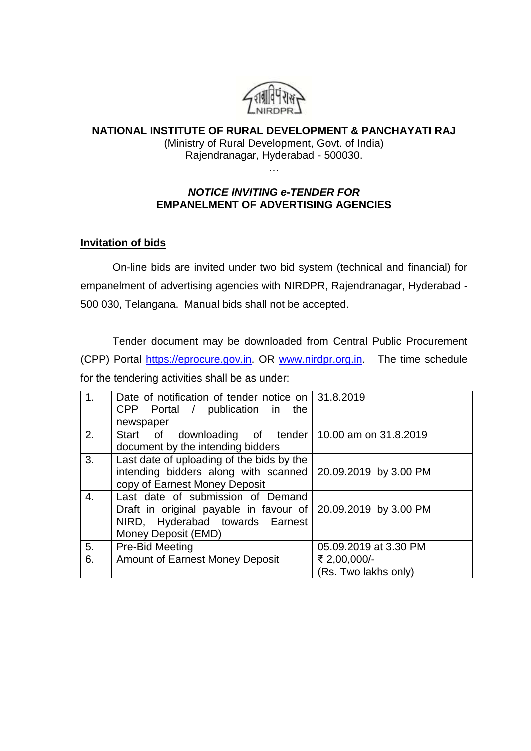# NATIONAL INSTITUTE OF RURAL DEVELOPMENT & PANCHAYATI RAJ

(Ministry of Rural Development, Govt. of India)
Rajendranagar, Hyderabad - 500030.

…

## *NOTICE INVITING e-TENDER FOR* EMPANELMENT OF ADVERTISING AGENCIES

### Invitation of bids

On-line bids are invited under two bid system (technical and financial) for empanelment of advertising agencies with NIRDPR, Rajendranagar, Hyderabad - 500 030, Telangana. Manual bids shall not be accepted.

Tender document may be downloaded from Central Public Procurement (CPP) Portal https://eprocure.gov.in. OR www.nirdpr.org.in. The time schedule for the tendering activities shall be as under:

| | | |
|---|---|---|
| 1. | Date of notification of tender notice on CPP Portal / publication in the newspaper | 31.8.2019 |
| 2. | Start of downloading of tender document by the intending bidders | 10.00 am on 31.8.2019 |
| 3. | Last date of uploading of the bids by the intending bidders along with scanned copy of Earnest Money Deposit | 20.09.2019 by 3.00 PM |
| 4. | Last date of submission of Demand Draft in original payable in favour of NIRD, Hyderabad towards Earnest Money Deposit (EMD) | 20.09.2019 by 3.00 PM |
| 5. | Pre-Bid Meeting | 05.09.2019 at 3.30 PM |
| 6. | Amount of Earnest Money Deposit | ₹ 2,00,000/- (Rs. Two lakhs only) |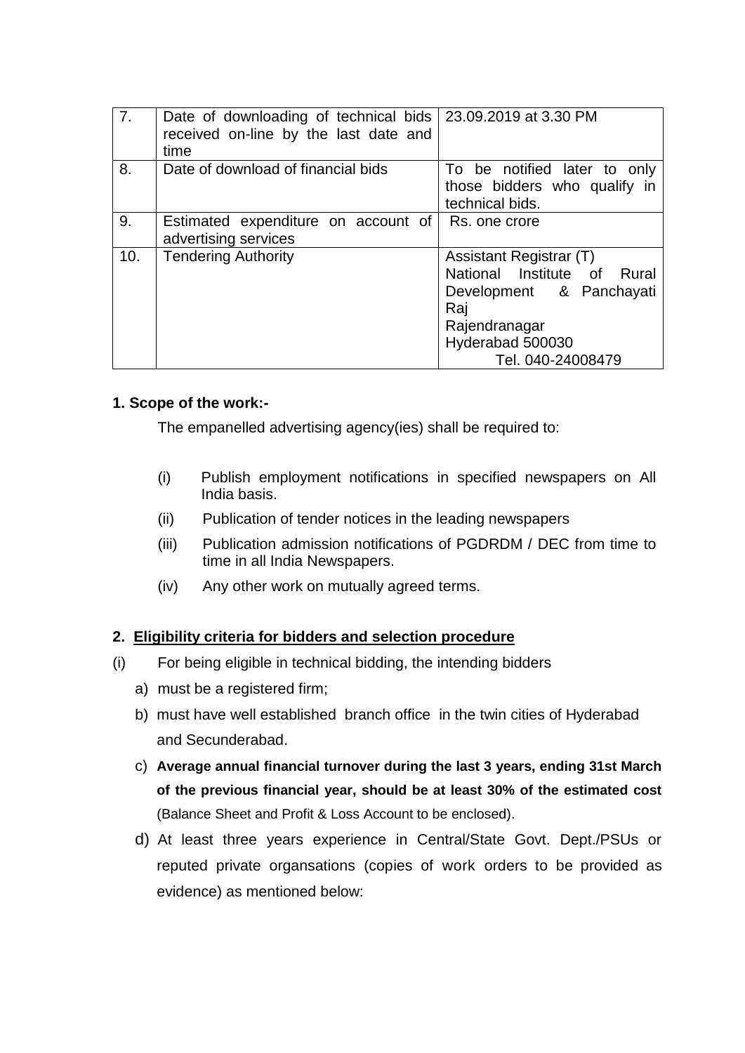| 7. | Date of downloading of technical bids received on-line by the last date and time | 23.09.2019 at 3.30 PM |
|---|---|---|
| 8. | Date of download of financial bids | To be notified later to only those bidders who qualify in technical bids. |
| 9. | Estimated expenditure on account of advertising services | Rs. one crore |
| 10. | Tendering Authority | Assistant Registrar (T)<br>National Institute of Rural Development & Panchayati Raj<br>Rajendranagar<br>Hyderabad 500030<br>Tel. 040-24008479 |

**1. Scope of the work:-**

The empanelled advertising agency(ies) shall be required to:

(i) Publish employment notifications in specified newspapers on All India basis.

(ii) Publication of tender notices in the leading newspapers

(iii) Publication admission notifications of PGDRDM / DEC from time to time in all India Newspapers.

(iv) Any other work on mutually agreed terms.

**2. <u>Eligibility criteria for bidders and selection procedure</u>**

(i) For being eligible in technical bidding, the intending bidders

a) must be a registered firm;

b) must have well established branch office in the twin cities of Hyderabad and Secunderabad.

c) **Average annual financial turnover during the last 3 years, ending 31st March of the previous financial year, should be at least 30% of the estimated cost** (Balance Sheet and Profit & Loss Account to be enclosed).

d) At least three years experience in Central/State Govt. Dept./PSUs or reputed private organsations (copies of work orders to be provided as evidence) as mentioned below: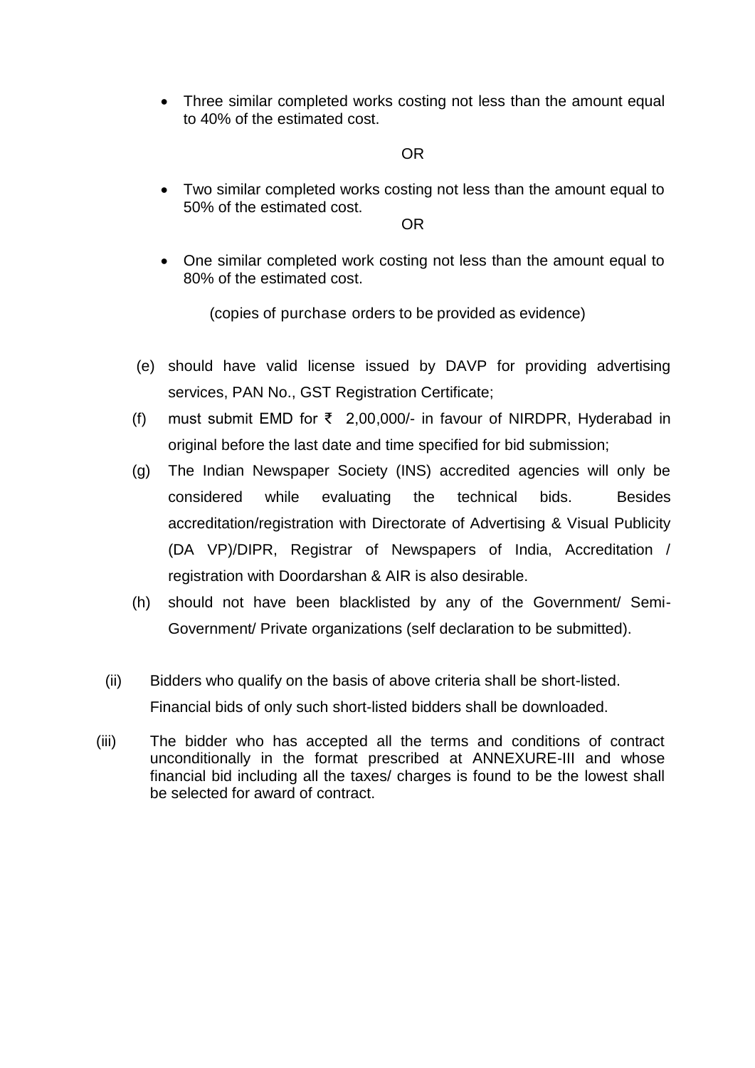- Three similar completed works costing not less than the amount equal to 40% of the estimated cost.

OR

- Two similar completed works costing not less than the amount equal to 50% of the estimated cost.

OR

- One similar completed work costing not less than the amount equal to 80% of the estimated cost.

(copies of purchase orders to be provided as evidence)

(e) should have valid license issued by DAVP for providing advertising services, PAN No., GST Registration Certificate;

(f) must submit EMD for ₹ 2,00,000/- in favour of NIRDPR, Hyderabad in original before the last date and time specified for bid submission;

(g) The Indian Newspaper Society (INS) accredited agencies will only be considered while evaluating the technical bids. Besides accreditation/registration with Directorate of Advertising & Visual Publicity (DA VP)/DIPR, Registrar of Newspapers of India, Accreditation / registration with Doordarshan & AIR is also desirable.

(h) should not have been blacklisted by any of the Government/ Semi-Government/ Private organizations (self declaration to be submitted).

(ii) Bidders who qualify on the basis of above criteria shall be short-listed. Financial bids of only such short-listed bidders shall be downloaded.

(iii) The bidder who has accepted all the terms and conditions of contract unconditionally in the format prescribed at ANNEXURE-III and whose financial bid including all the taxes/ charges is found to be the lowest shall be selected for award of contract.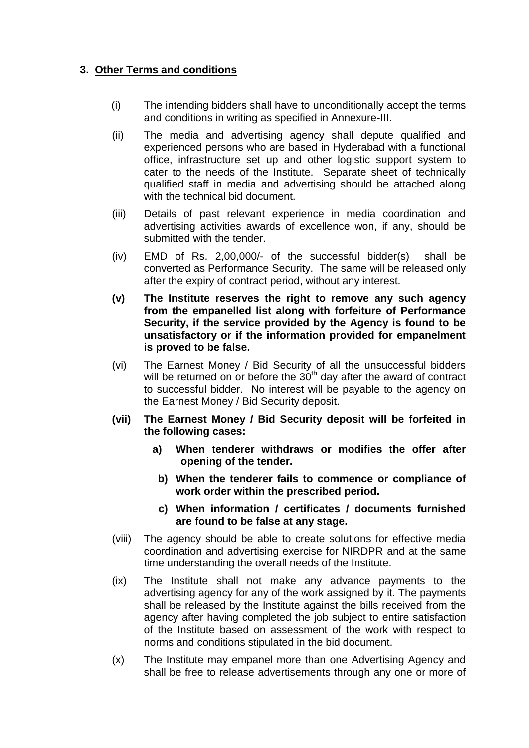### 3. Other Terms and conditions

(i) The intending bidders shall have to unconditionally accept the terms and conditions in writing as specified in Annexure-III.

(ii) The media and advertising agency shall depute qualified and experienced persons who are based in Hyderabad with a functional office, infrastructure set up and other logistic support system to cater to the needs of the Institute. Separate sheet of technically qualified staff in media and advertising should be attached along with the technical bid document.

(iii) Details of past relevant experience in media coordination and advertising activities awards of excellence won, if any, should be submitted with the tender.

(iv) EMD of Rs. 2,00,000/- of the successful bidder(s) shall be converted as Performance Security. The same will be released only after the expiry of contract period, without any interest.

**(v) The Institute reserves the right to remove any such agency from the empanelled list along with forfeiture of Performance Security, if the service provided by the Agency is found to be unsatisfactory or if the information provided for empanelment is proved to be false.**

(vi) The Earnest Money / Bid Security of all the unsuccessful bidders will be returned on or before the 30th day after the award of contract to successful bidder. No interest will be payable to the agency on the Earnest Money / Bid Security deposit.

**(vii) The Earnest Money / Bid Security deposit will be forfeited in the following cases:**

**a) When tenderer withdraws or modifies the offer after opening of the tender.**

**b) When the tenderer fails to commence or compliance of work order within the prescribed period.**

**c) When information / certificates / documents furnished are found to be false at any stage.**

(viii) The agency should be able to create solutions for effective media coordination and advertising exercise for NIRDPR and at the same time understanding the overall needs of the Institute.

(ix) The Institute shall not make any advance payments to the advertising agency for any of the work assigned by it. The payments shall be released by the Institute against the bills received from the agency after having completed the job subject to entire satisfaction of the Institute based on assessment of the work with respect to norms and conditions stipulated in the bid document.

(x) The Institute may empanel more than one Advertising Agency and shall be free to release advertisements through any one or more of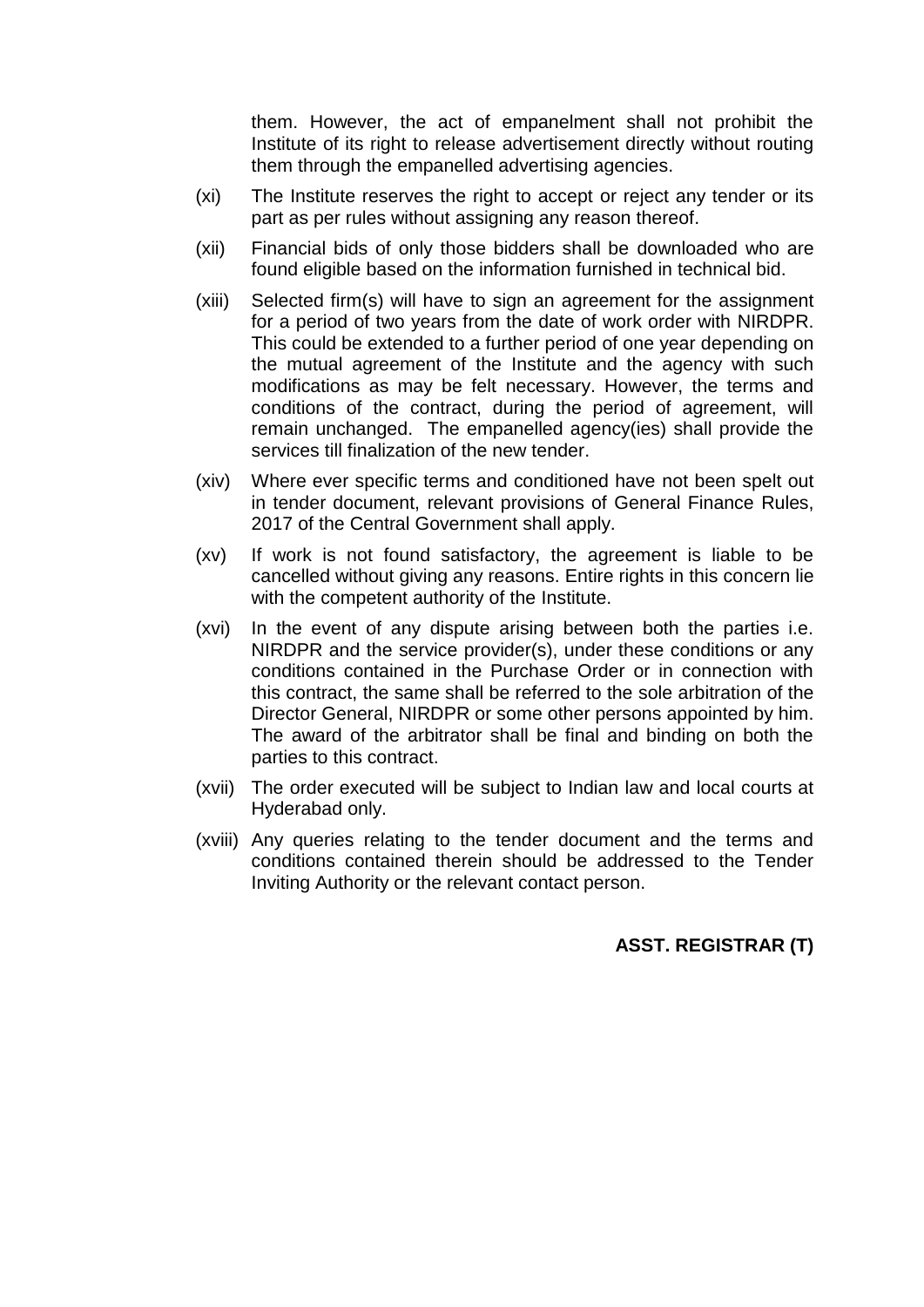them. However, the act of empanelment shall not prohibit the Institute of its right to release advertisement directly without routing them through the empanelled advertising agencies.

(xi) The Institute reserves the right to accept or reject any tender or its part as per rules without assigning any reason thereof.

(xii) Financial bids of only those bidders shall be downloaded who are found eligible based on the information furnished in technical bid.

(xiii) Selected firm(s) will have to sign an agreement for the assignment for a period of two years from the date of work order with NIRDPR. This could be extended to a further period of one year depending on the mutual agreement of the Institute and the agency with such modifications as may be felt necessary. However, the terms and conditions of the contract, during the period of agreement, will remain unchanged. The empanelled agency(ies) shall provide the services till finalization of the new tender.

(xiv) Where ever specific terms and conditioned have not been spelt out in tender document, relevant provisions of General Finance Rules, 2017 of the Central Government shall apply.

(xv) If work is not found satisfactory, the agreement is liable to be cancelled without giving any reasons. Entire rights in this concern lie with the competent authority of the Institute.

(xvi) In the event of any dispute arising between both the parties i.e. NIRDPR and the service provider(s), under these conditions or any conditions contained in the Purchase Order or in connection with this contract, the same shall be referred to the sole arbitration of the Director General, NIRDPR or some other persons appointed by him. The award of the arbitrator shall be final and binding on both the parties to this contract.

(xvii) The order executed will be subject to Indian law and local courts at Hyderabad only.

(xviii) Any queries relating to the tender document and the terms and conditions contained therein should be addressed to the Tender Inviting Authority or the relevant contact person.

**ASST. REGISTRAR (T)**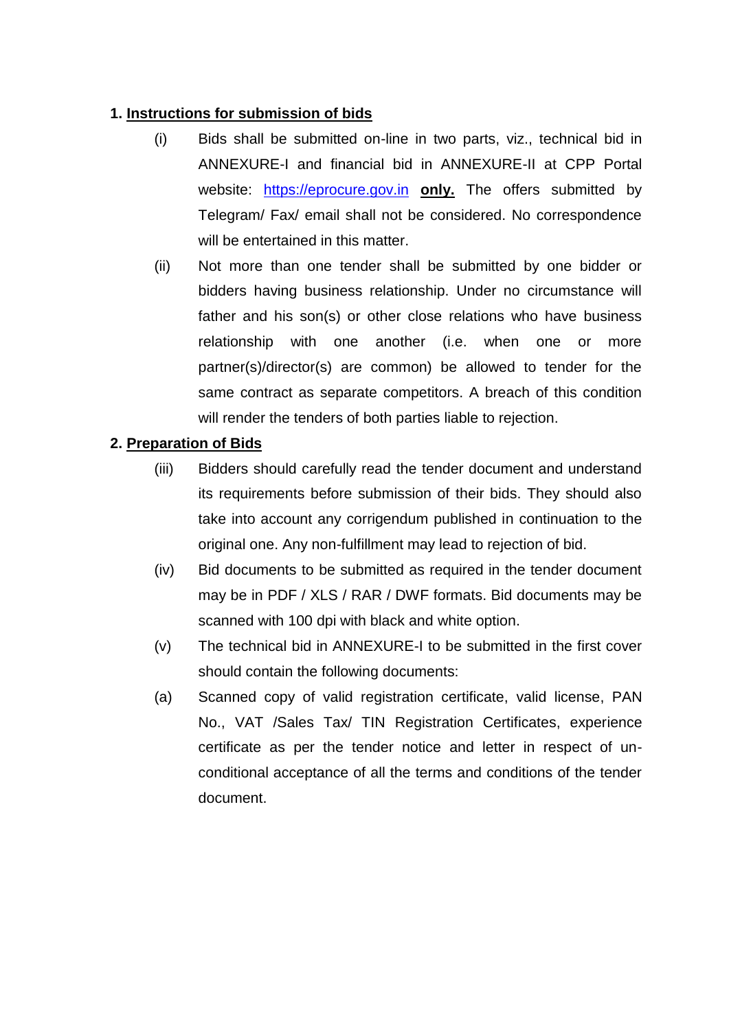**1. <u>Instructions for submission of bids</u>**

(i) Bids shall be submitted on-line in two parts, viz., technical bid in ANNEXURE-I and financial bid in ANNEXURE-II at CPP Portal website: https://eprocure.gov.in **<u>only.</u>** The offers submitted by Telegram/ Fax/ email shall not be considered. No correspondence will be entertained in this matter.

(ii) Not more than one tender shall be submitted by one bidder or bidders having business relationship. Under no circumstance will father and his son(s) or other close relations who have business relationship with one another (i.e. when one or more partner(s)/director(s) are common) be allowed to tender for the same contract as separate competitors. A breach of this condition will render the tenders of both parties liable to rejection.

**2. <u>Preparation of Bids</u>**

(iii) Bidders should carefully read the tender document and understand its requirements before submission of their bids. They should also take into account any corrigendum published in continuation to the original one. Any non-fulfillment may lead to rejection of bid.

(iv) Bid documents to be submitted as required in the tender document may be in PDF / XLS / RAR / DWF formats. Bid documents may be scanned with 100 dpi with black and white option.

(v) The technical bid in ANNEXURE-I to be submitted in the first cover should contain the following documents:

(a) Scanned copy of valid registration certificate, valid license, PAN No., VAT /Sales Tax/ TIN Registration Certificates, experience certificate as per the tender notice and letter in respect of un-conditional acceptance of all the terms and conditions of the tender document.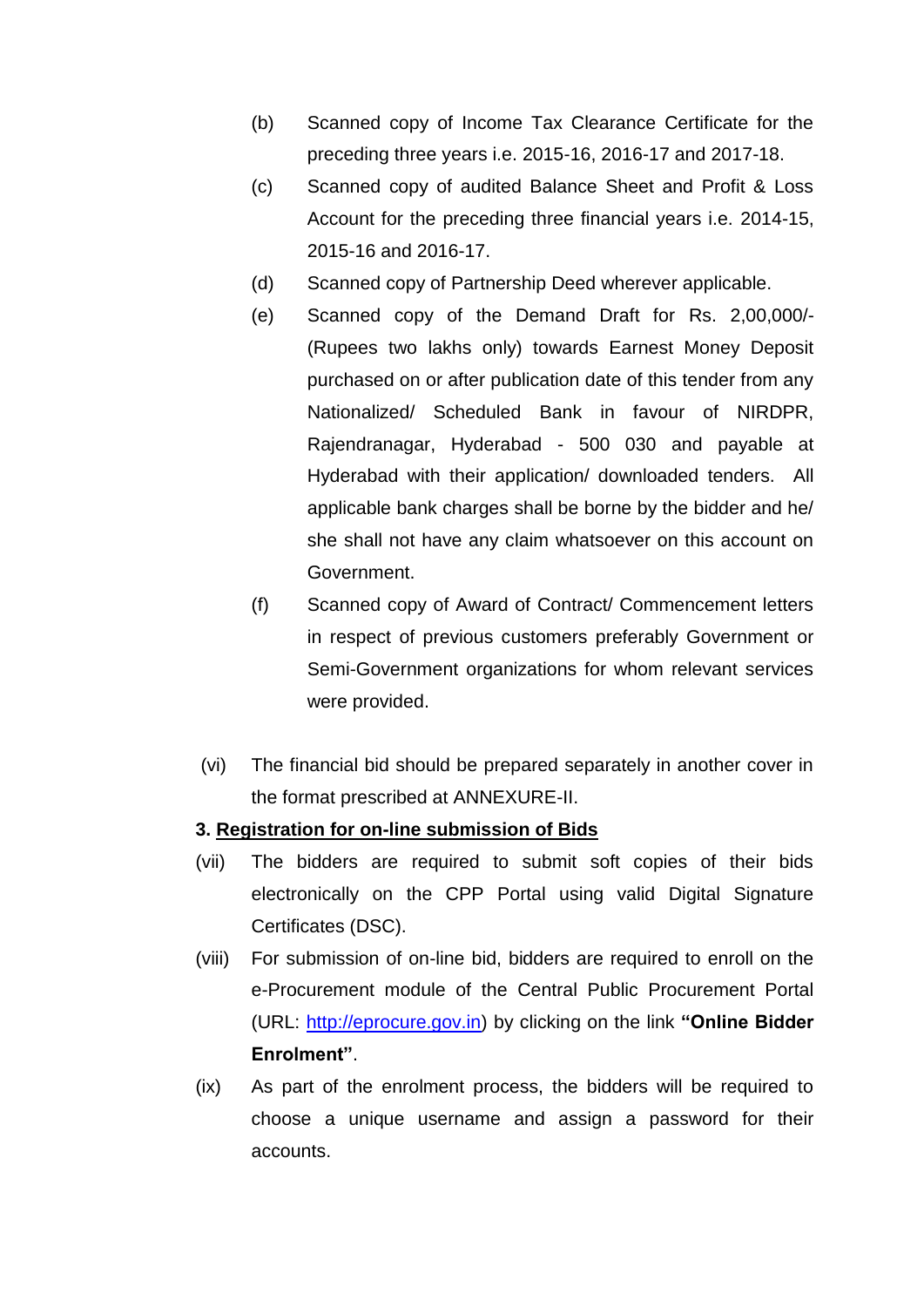(b) Scanned copy of Income Tax Clearance Certificate for the preceding three years i.e. 2015-16, 2016-17 and 2017-18.

(c) Scanned copy of audited Balance Sheet and Profit & Loss Account for the preceding three financial years i.e. 2014-15, 2015-16 and 2016-17.

(d) Scanned copy of Partnership Deed wherever applicable.

(e) Scanned copy of the Demand Draft for Rs. 2,00,000/- (Rupees two lakhs only) towards Earnest Money Deposit purchased on or after publication date of this tender from any Nationalized/ Scheduled Bank in favour of NIRDPR, Rajendranagar, Hyderabad - 500 030 and payable at Hyderabad with their application/ downloaded tenders. All applicable bank charges shall be borne by the bidder and he/ she shall not have any claim whatsoever on this account on Government.

(f) Scanned copy of Award of Contract/ Commencement letters in respect of previous customers preferably Government or Semi-Government organizations for whom relevant services were provided.

(vi) The financial bid should be prepared separately in another cover in the format prescribed at ANNEXURE-II.

**3. Registration for on-line submission of Bids**

(vii) The bidders are required to submit soft copies of their bids electronically on the CPP Portal using valid Digital Signature Certificates (DSC).

(viii) For submission of on-line bid, bidders are required to enroll on the e-Procurement module of the Central Public Procurement Portal (URL: http://eprocure.gov.in) by clicking on the link **"Online Bidder Enrolment"**.

(ix) As part of the enrolment process, the bidders will be required to choose a unique username and assign a password for their accounts.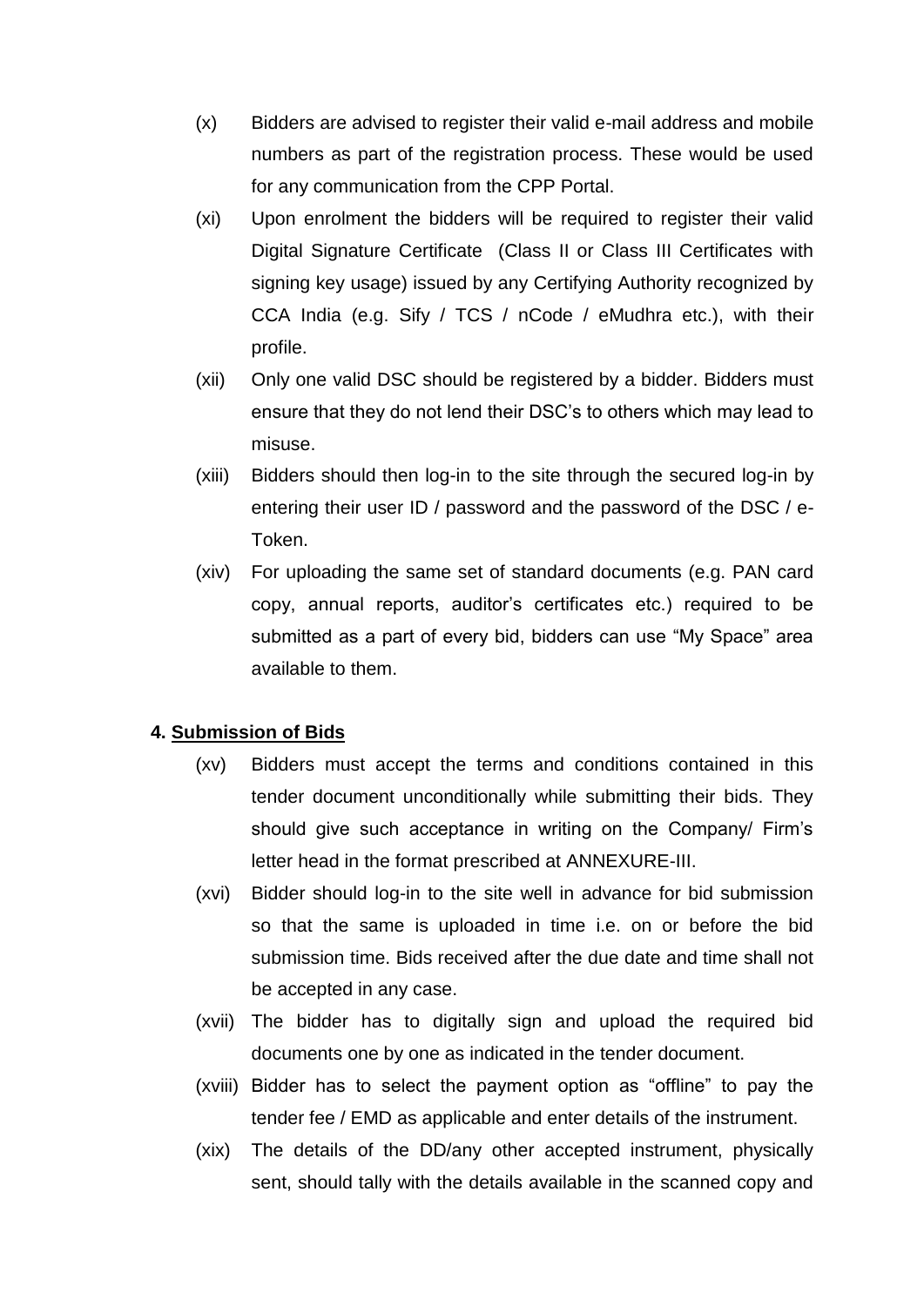(x) Bidders are advised to register their valid e-mail address and mobile numbers as part of the registration process. These would be used for any communication from the CPP Portal.

(xi) Upon enrolment the bidders will be required to register their valid Digital Signature Certificate (Class II or Class III Certificates with signing key usage) issued by any Certifying Authority recognized by CCA India (e.g. Sify / TCS / nCode / eMudhra etc.), with their profile.

(xii) Only one valid DSC should be registered by a bidder. Bidders must ensure that they do not lend their DSC's to others which may lead to misuse.

(xiii) Bidders should then log-in to the site through the secured log-in by entering their user ID / password and the password of the DSC / e-Token.

(xiv) For uploading the same set of standard documents (e.g. PAN card copy, annual reports, auditor's certificates etc.) required to be submitted as a part of every bid, bidders can use "My Space" area available to them.

**4. Submission of Bids**

(xv) Bidders must accept the terms and conditions contained in this tender document unconditionally while submitting their bids. They should give such acceptance in writing on the Company/ Firm's letter head in the format prescribed at ANNEXURE-III.

(xvi) Bidder should log-in to the site well in advance for bid submission so that the same is uploaded in time i.e. on or before the bid submission time. Bids received after the due date and time shall not be accepted in any case.

(xvii) The bidder has to digitally sign and upload the required bid documents one by one as indicated in the tender document.

(xviii) Bidder has to select the payment option as "offline" to pay the tender fee / EMD as applicable and enter details of the instrument.

(xix) The details of the DD/any other accepted instrument, physically sent, should tally with the details available in the scanned copy and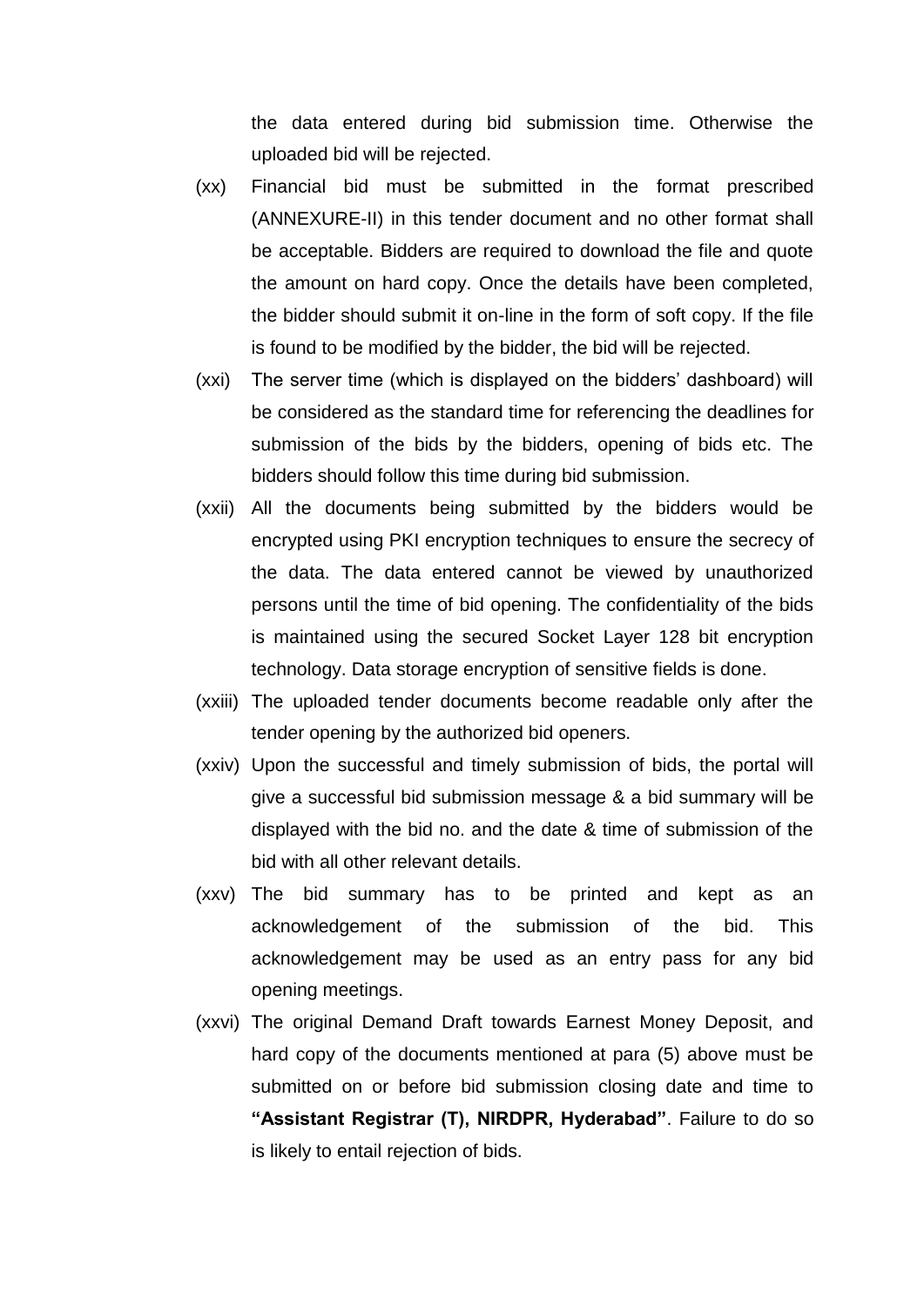the data entered during bid submission time. Otherwise the uploaded bid will be rejected.

(xx) Financial bid must be submitted in the format prescribed (ANNEXURE-II) in this tender document and no other format shall be acceptable. Bidders are required to download the file and quote the amount on hard copy. Once the details have been completed, the bidder should submit it on-line in the form of soft copy. If the file is found to be modified by the bidder, the bid will be rejected.

(xxi) The server time (which is displayed on the bidders' dashboard) will be considered as the standard time for referencing the deadlines for submission of the bids by the bidders, opening of bids etc. The bidders should follow this time during bid submission.

(xxii) All the documents being submitted by the bidders would be encrypted using PKI encryption techniques to ensure the secrecy of the data. The data entered cannot be viewed by unauthorized persons until the time of bid opening. The confidentiality of the bids is maintained using the secured Socket Layer 128 bit encryption technology. Data storage encryption of sensitive fields is done.

(xxiii) The uploaded tender documents become readable only after the tender opening by the authorized bid openers.

(xxiv) Upon the successful and timely submission of bids, the portal will give a successful bid submission message & a bid summary will be displayed with the bid no. and the date & time of submission of the bid with all other relevant details.

(xxv) The bid summary has to be printed and kept as an acknowledgement of the submission of the bid. This acknowledgement may be used as an entry pass for any bid opening meetings.

(xxvi) The original Demand Draft towards Earnest Money Deposit, and hard copy of the documents mentioned at para (5) above must be submitted on or before bid submission closing date and time to **"Assistant Registrar (T), NIRDPR, Hyderabad"**. Failure to do so is likely to entail rejection of bids.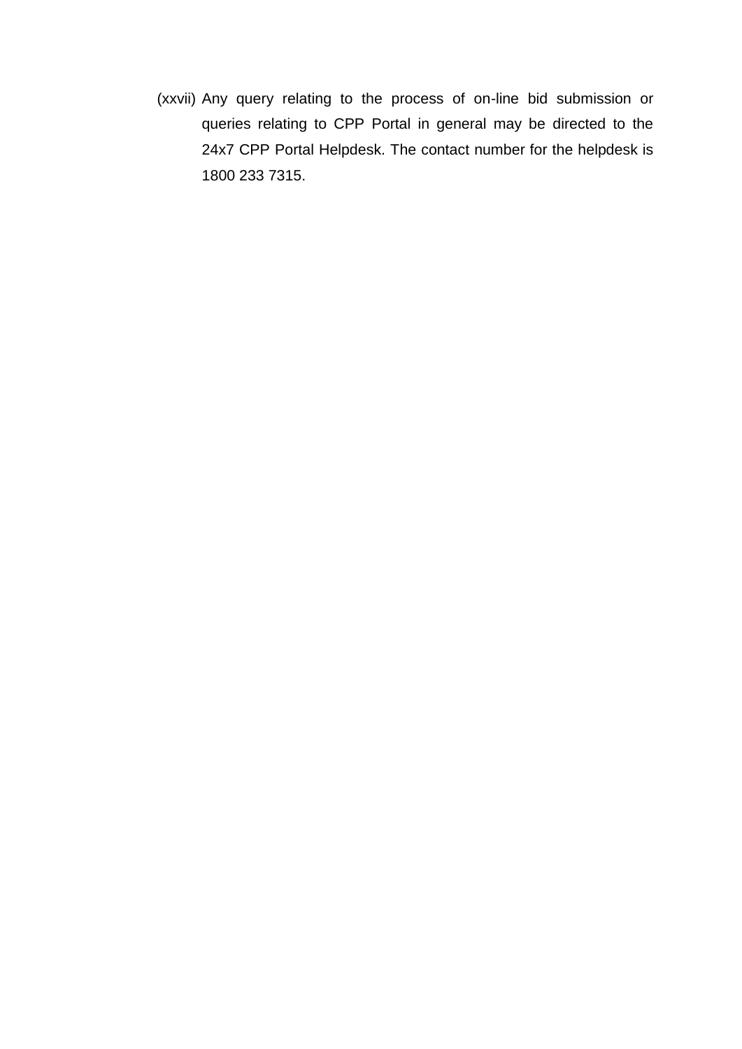(xxvii) Any query relating to the process of on-line bid submission or queries relating to CPP Portal in general may be directed to the 24x7 CPP Portal Helpdesk. The contact number for the helpdesk is 1800 233 7315.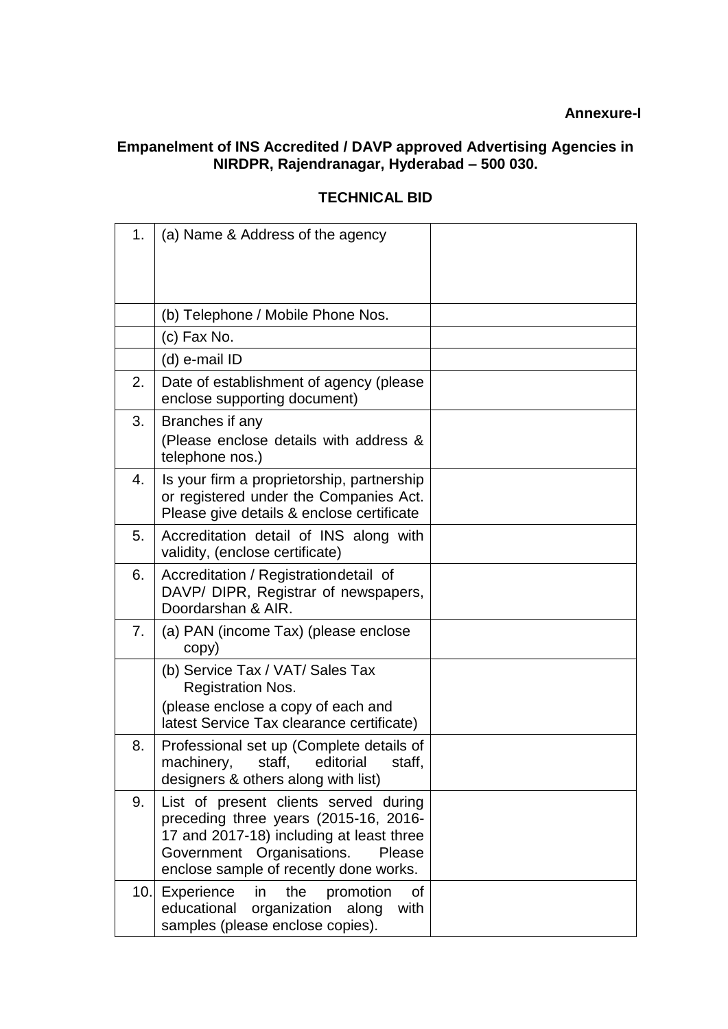**Annexure-I**

**Empanelment of INS Accredited / DAVP approved Advertising Agencies in NIRDPR, Rajendranagar, Hyderabad – 500 030.**

**TECHNICAL BID**

| | | |
|---|---|---|
| 1. | (a) Name & Address of the agency | |
| | (b) Telephone / Mobile Phone Nos. | |
| | (c) Fax No. | |
| | (d) e-mail ID | |
| 2. | Date of establishment of agency (please enclose supporting document) | |
| 3. | Branches if any<br>(Please enclose details with address & telephone nos.) | |
| 4. | Is your firm a proprietorship, partnership or registered under the Companies Act. Please give details & enclose certificate | |
| 5. | Accreditation detail of INS along with validity, (enclose certificate) | |
| 6. | Accreditation / Registrationdetail of DAVP/ DIPR, Registrar of newspapers, Doordarshan & AIR. | |
| 7. | (a) PAN (income Tax) (please enclose copy) | |
| | (b) Service Tax / VAT/ Sales Tax Registration Nos.<br>(please enclose a copy of each and latest Service Tax clearance certificate) | |
| 8. | Professional set up (Complete details of machinery, staff, editorial staff, designers & others along with list) | |
| 9. | List of present clients served during preceding three years (2015-16, 2016-17 and 2017-18) including at least three Government Organisations. Please enclose sample of recently done works. | |
| 10. | Experience in the promotion of educational organization along with samples (please enclose copies). | |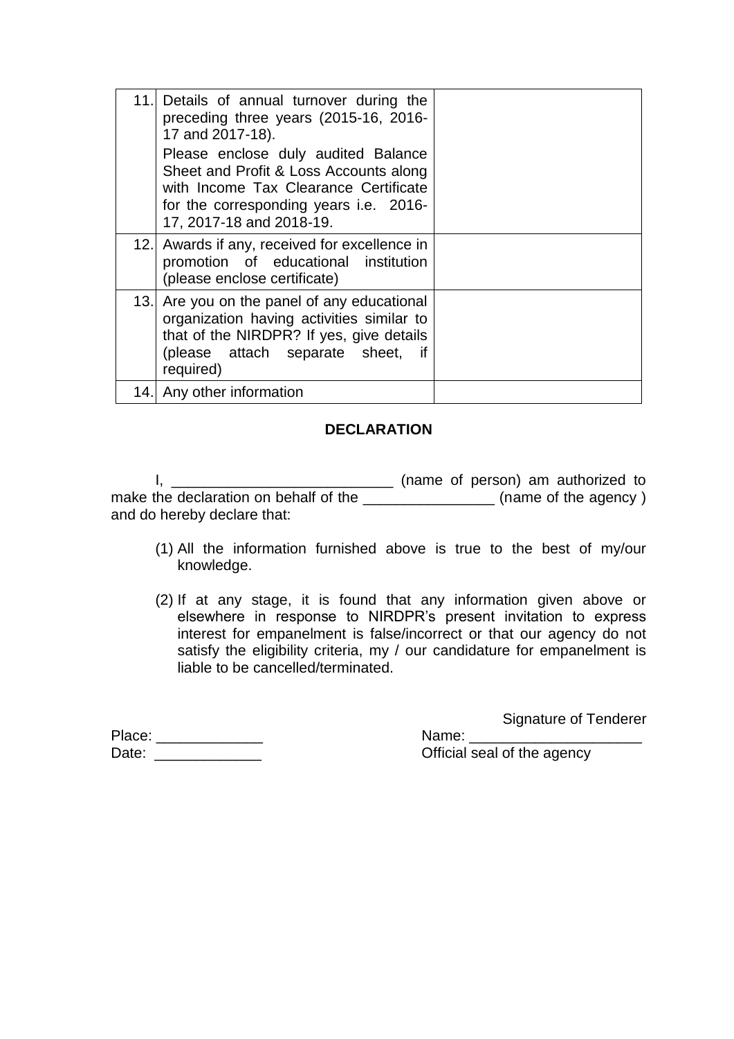| | | |
|---|---|---|
| 11. | Details of annual turnover during the preceding three years (2015-16, 2016-17 and 2017-18).<br>Please enclose duly audited Balance Sheet and Profit & Loss Accounts along with Income Tax Clearance Certificate for the corresponding years i.e. 2016-17, 2017-18 and 2018-19. | |
| 12. | Awards if any, received for excellence in promotion of educational institution (please enclose certificate) | |
| 13. | Are you on the panel of any educational organization having activities similar to that of the NIRDPR? If yes, give details (please attach separate sheet, if required) | |
| 14. | Any other information | |

## DECLARATION

I, ___________________________ (name of person) am authorized to make the declaration on behalf of the ________________ (name of the agency ) and do hereby declare that:

(1) All the information furnished above is true to the best of my/our knowledge.

(2) If at any stage, it is found that any information given above or elsewhere in response to NIRDPR's present invitation to express interest for empanelment is false/incorrect or that our agency do not satisfy the eligibility criteria, my / our candidature for empanelment is liable to be cancelled/terminated.

Signature of Tenderer

Place: _____________

Date: _____________

Name: _____________________

Official seal of the agency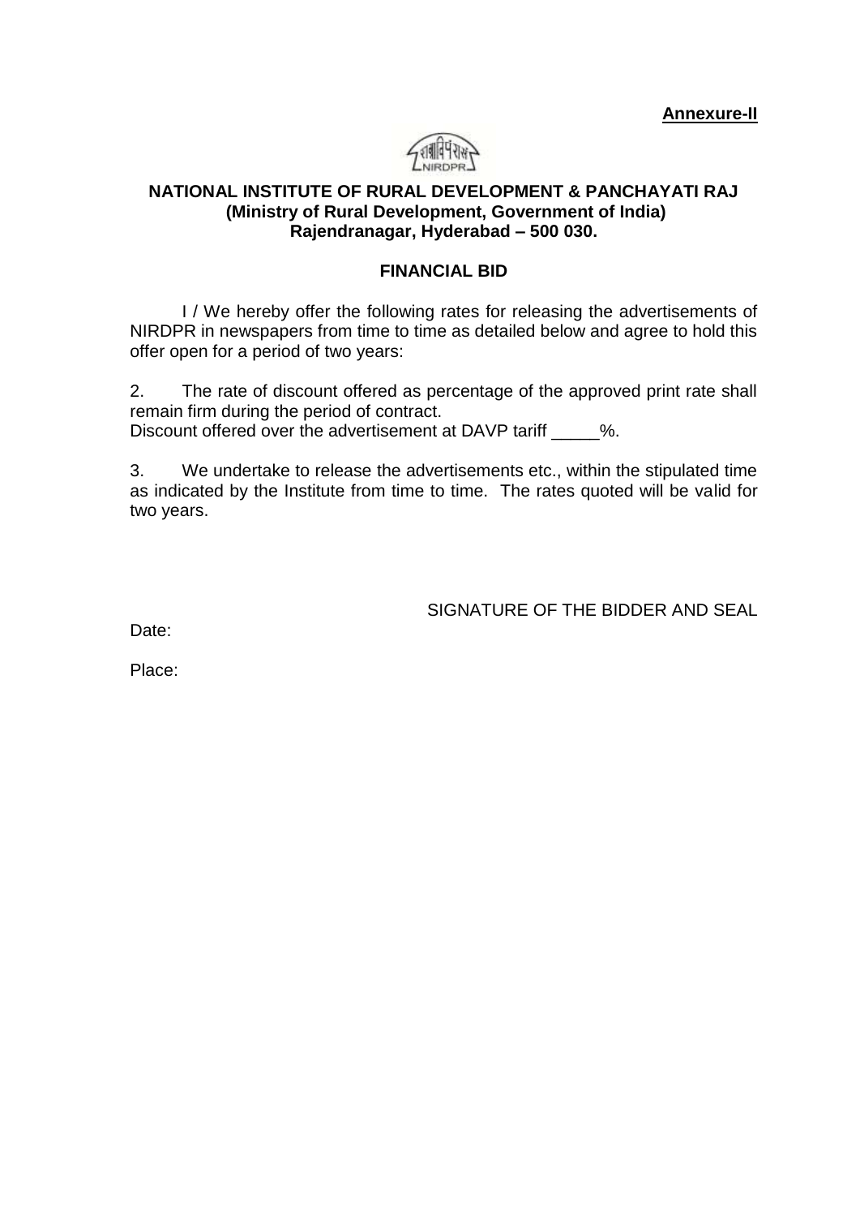**Annexure-II**

**NATIONAL INSTITUTE OF RURAL DEVELOPMENT & PANCHAYATI RAJ**
**(Ministry of Rural Development, Government of India)**
**Rajendranagar, Hyderabad – 500 030.**

## FINANCIAL BID

I / We hereby offer the following rates for releasing the advertisements of NIRDPR in newspapers from time to time as detailed below and agree to hold this offer open for a period of two years:

2. The rate of discount offered as percentage of the approved print rate shall remain firm during the period of contract.
Discount offered over the advertisement at DAVP tariff _____%.

3. We undertake to release the advertisements etc., within the stipulated time as indicated by the Institute from time to time. The rates quoted will be valid for two years.

SIGNATURE OF THE BIDDER AND SEAL

Date:

Place: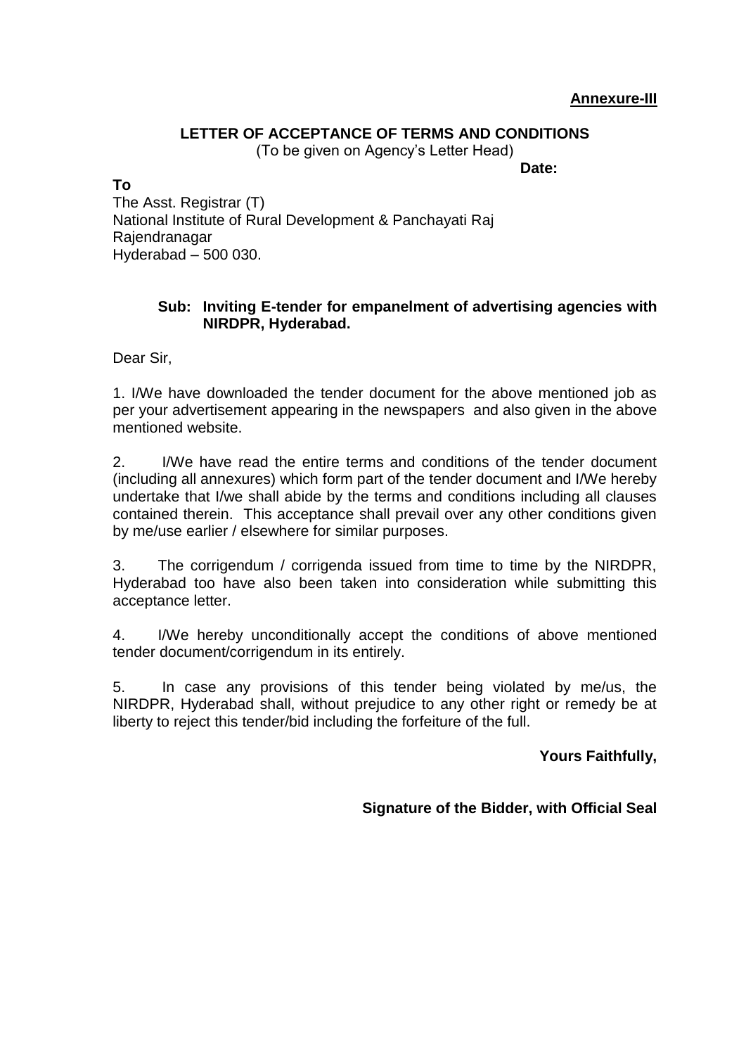**Annexure-III**

**LETTER OF ACCEPTANCE OF TERMS AND CONDITIONS**

(To be given on Agency's Letter Head)

**Date:**

**To**

The Asst. Registrar (T)
National Institute of Rural Development & Panchayati Raj
Rajendranagar
Hyderabad – 500 030.

**Sub: Inviting E-tender for empanelment of advertising agencies with NIRDPR, Hyderabad.**

Dear Sir,

1. I/We have downloaded the tender document for the above mentioned job as per your advertisement appearing in the newspapers and also given in the above mentioned website.

2. I/We have read the entire terms and conditions of the tender document (including all annexures) which form part of the tender document and I/We hereby undertake that I/we shall abide by the terms and conditions including all clauses contained therein. This acceptance shall prevail over any other conditions given by me/use earlier / elsewhere for similar purposes.

3. The corrigendum / corrigenda issued from time to time by the NIRDPR, Hyderabad too have also been taken into consideration while submitting this acceptance letter.

4. I/We hereby unconditionally accept the conditions of above mentioned tender document/corrigendum in its entirely.

5. In case any provisions of this tender being violated by me/us, the NIRDPR, Hyderabad shall, without prejudice to any other right or remedy be at liberty to reject this tender/bid including the forfeiture of the full.

**Yours Faithfully,**

**Signature of the Bidder, with Official Seal**